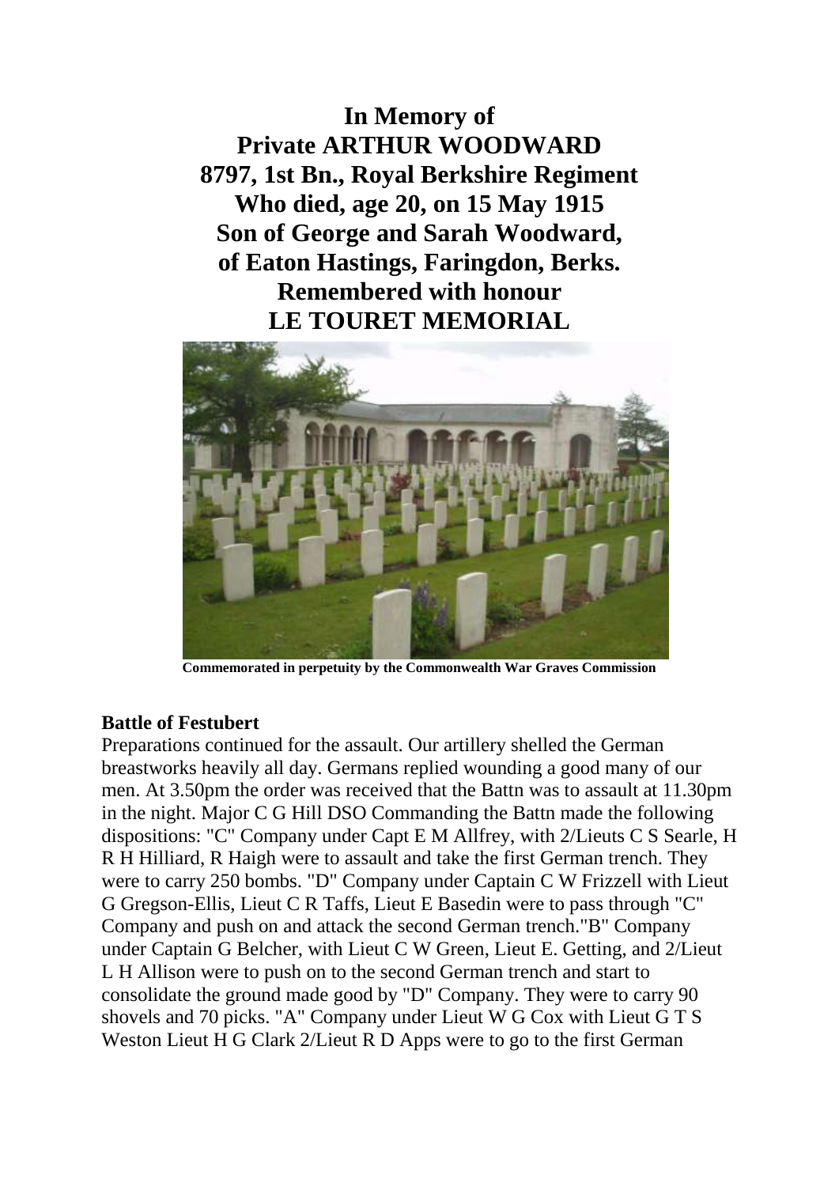**In Memory of**
**Private ARTHUR WOODWARD**
**8797, 1st Bn., Royal Berkshire Regiment**
**Who died, age 20, on 15 May 1915**
**Son of George and Sarah Woodward,**
**of Eaton Hastings, Faringdon, Berks.**
**Remembered with honour**
**LE TOURET MEMORIAL**

**Commemorated in perpetuity by the Commonwealth War Graves Commission**

### Battle of Festubert

Preparations continued for the assault. Our artillery shelled the German breastworks heavily all day. Germans replied wounding a good many of our men. At 3.50pm the order was received that the Battn was to assault at 11.30pm in the night. Major C G Hill DSO Commanding the Battn made the following dispositions: "C" Company under Capt E M Allfrey, with 2/Lieuts C S Searle, H R H Hilliard, R Haigh were to assault and take the first German trench. They were to carry 250 bombs. "D" Company under Captain C W Frizzell with Lieut G Gregson-Ellis, Lieut C R Taffs, Lieut E Basedin were to pass through "C" Company and push on and attack the second German trench."B" Company under Captain G Belcher, with Lieut C W Green, Lieut E. Getting, and 2/Lieut L H Allison were to push on to the second German trench and start to consolidate the ground made good by "D" Company. They were to carry 90 shovels and 70 picks. "A" Company under Lieut W G Cox with Lieut G T S Weston Lieut H G Clark 2/Lieut R D Apps were to go to the first German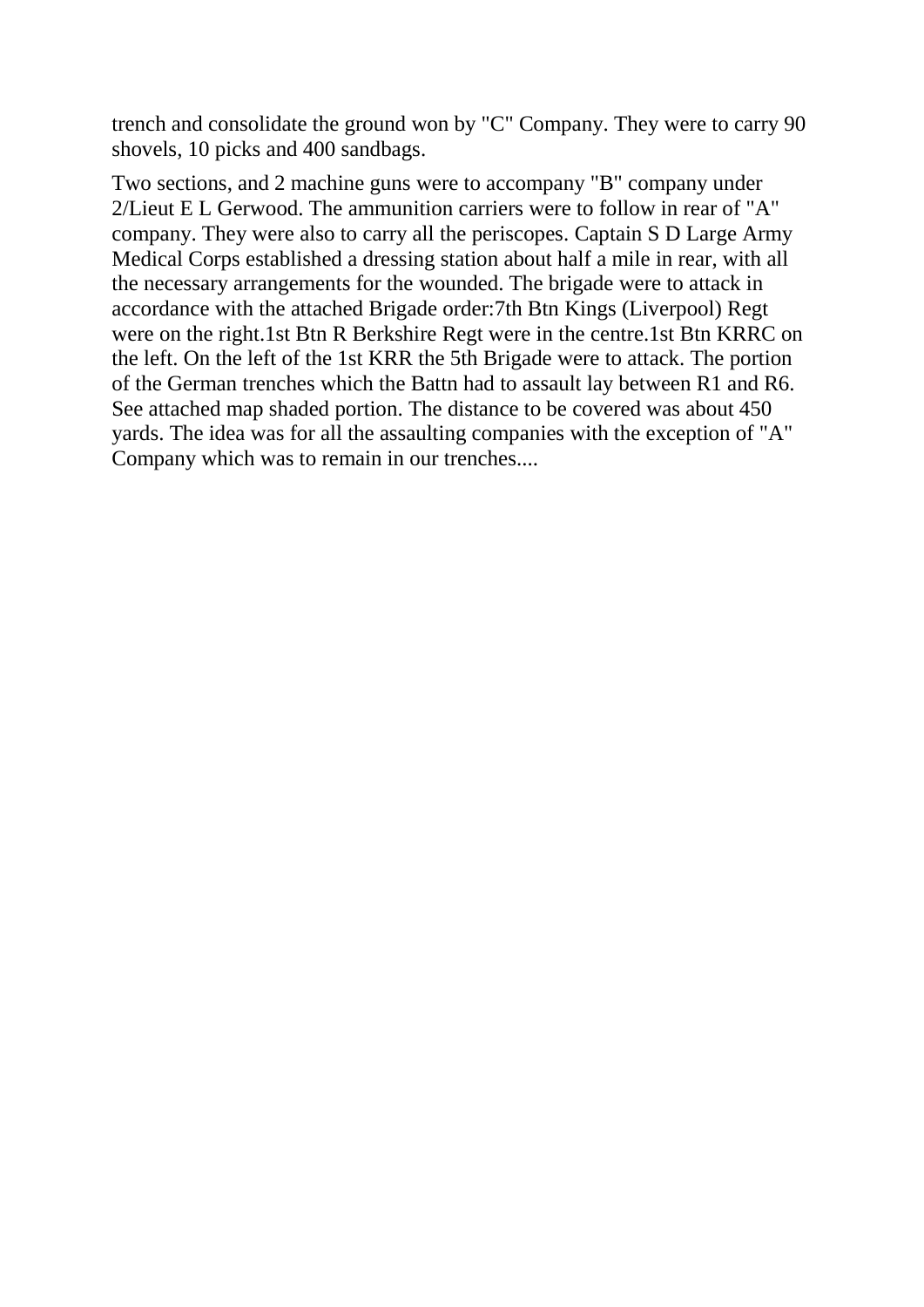trench and consolidate the ground won by "C" Company. They were to carry 90 shovels, 10 picks and 400 sandbags.

Two sections, and 2 machine guns were to accompany "B" company under 2/Lieut E L Gerwood. The ammunition carriers were to follow in rear of "A" company. They were also to carry all the periscopes. Captain S D Large Army Medical Corps established a dressing station about half a mile in rear, with all the necessary arrangements for the wounded. The brigade were to attack in accordance with the attached Brigade order:7th Btn Kings (Liverpool) Regt were on the right.1st Btn R Berkshire Regt were in the centre.1st Btn KRRC on the left. On the left of the 1st KRR the 5th Brigade were to attack. The portion of the German trenches which the Battn had to assault lay between R1 and R6. See attached map shaded portion. The distance to be covered was about 450 yards. The idea was for all the assaulting companies with the exception of "A" Company which was to remain in our trenches....